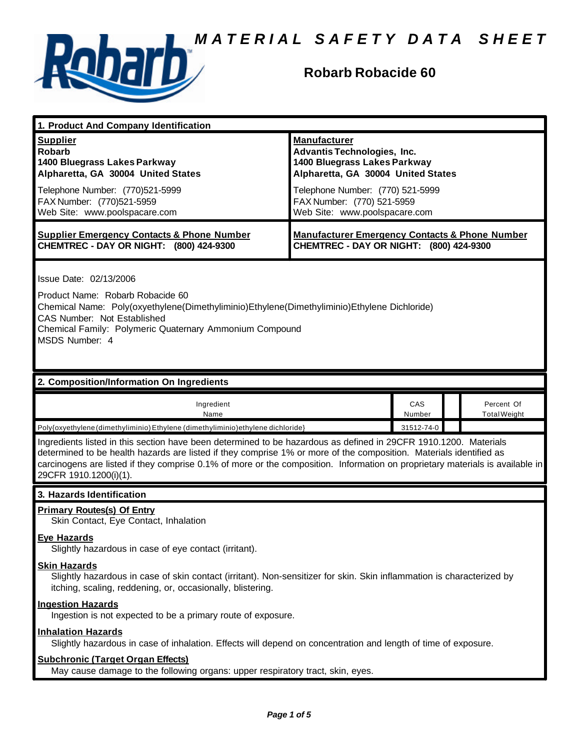# MATERIAL SAFETY DATA SHEET

## Robarb Robacide 60

### 1. Product And Company Identification

| Supplier | Manufacturer |
|---|---|
| **Robarb**<br>**1400 Bluegrass Lakes Parkway**<br>**Alpharetta, GA 30004 United States** | **Advantis Technologies, Inc.**<br>**1400 Bluegrass Lakes Parkway**<br>**Alpharetta, GA 30004 United States** |
| Telephone Number: (770)521-5999<br>FAX Number: (770)521-5959<br>Web Site: www.poolspacare.com | Telephone Number: (770) 521-5999<br>FAX Number: (770) 521-5959<br>Web Site: www.poolspacare.com |
| **Supplier Emergency Contacts & Phone Number**<br>**CHEMTREC - DAY OR NIGHT: (800) 424-9300** | **Manufacturer Emergency Contacts & Phone Number**<br>**CHEMTREC - DAY OR NIGHT: (800) 424-9300** |

Issue Date: 02/13/2006

Product Name: Robarb Robacide 60
Chemical Name: Poly(oxyethylene(Dimethyliminio)Ethylene(Dimethyliminio)Ethylene Dichloride)
CAS Number: Not Established
Chemical Family: Polymeric Quaternary Ammonium Compound
MSDS Number: 4

### 2. Composition/Information On Ingredients

| Ingredient Name | CAS Number | | Percent Of Total Weight |
|---|---|---|---|
| Poly{oxyethylene(dimethyliminio)Ethylene(dimethyliminio)ethylene dichloride} | 31512-74-0 | | |

Ingredients listed in this section have been determined to be hazardous as defined in 29CFR 1910.1200. Materials determined to be health hazards are listed if they comprise 1% or more of the composition. Materials identified as carcinogens are listed if they comprise 0.1% of more or the composition. Information on proprietary materials is available in 29CFR 1910.1200(i)(1).

### 3. Hazards Identification

**Primary Routes(s) Of Entry**
Skin Contact, Eye Contact, Inhalation

**Eye Hazards**
Slightly hazardous in case of eye contact (irritant).

**Skin Hazards**
Slightly hazardous in case of skin contact (irritant). Non-sensitizer for skin. Skin inflammation is characterized by itching, scaling, reddening, or, occasionally, blistering.

**Ingestion Hazards**
Ingestion is not expected to be a primary route of exposure.

**Inhalation Hazards**
Slightly hazardous in case of inhalation. Effects will depend on concentration and length of time of exposure.

**Subchronic (Target Organ Effects)**
May cause damage to the following organs: upper respiratory tract, skin, eyes.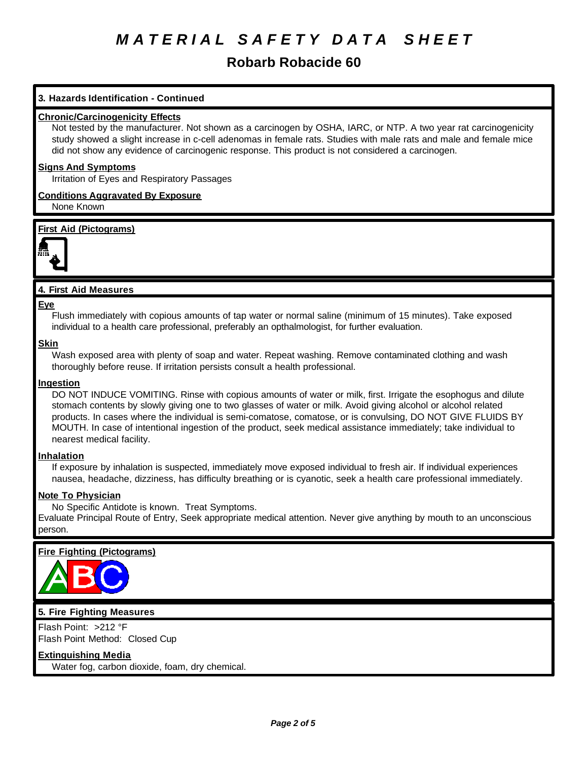# MATERIAL SAFETY DATA SHEET

## Robarb Robacide 60

### 3. Hazards Identification - Continued

**Chronic/Carcinogenicity Effects**

Not tested by the manufacturer. Not shown as a carcinogen by OSHA, IARC, or NTP. A two year rat carcinogenicity study showed a slight increase in c-cell adenomas in female rats. Studies with male rats and male and female mice did not show any evidence of carcinogenic response. This product is not considered a carcinogen.

**Signs And Symptoms**

Irritation of Eyes and Respiratory Passages

**Conditions Aggravated By Exposure**

None Known

**First Aid (Pictograms)**

### 4. First Aid Measures

**Eye**

Flush immediately with copious amounts of tap water or normal saline (minimum of 15 minutes). Take exposed individual to a health care professional, preferably an opthalmologist, for further evaluation.

**Skin**

Wash exposed area with plenty of soap and water. Repeat washing. Remove contaminated clothing and wash thoroughly before reuse. If irritation persists consult a health professional.

**Ingestion**

DO NOT INDUCE VOMITING. Rinse with copious amounts of water or milk, first. Irrigate the esophogus and dilute stomach contents by slowly giving one to two glasses of water or milk. Avoid giving alcohol or alcohol related products. In cases where the individual is semi-comatose, comatose, or is convulsing, DO NOT GIVE FLUIDS BY MOUTH. In case of intentional ingestion of the product, seek medical assistance immediately; take individual to nearest medical facility.

**Inhalation**

If exposure by inhalation is suspected, immediately move exposed individual to fresh air. If individual experiences nausea, headache, dizziness, has difficulty breathing or is cyanotic, seek a health care professional immediately.

**Note To Physician**

No Specific Antidote is known. Treat Symptoms.

Evaluate Principal Route of Entry, Seek appropriate medical attention. Never give anything by mouth to an unconscious person.

**Fire Fighting (Pictograms)**

### 5. Fire Fighting Measures

Flash Point: >212 °F

Flash Point Method: Closed Cup

**Extinguishing Media**

Water fog, carbon dioxide, foam, dry chemical.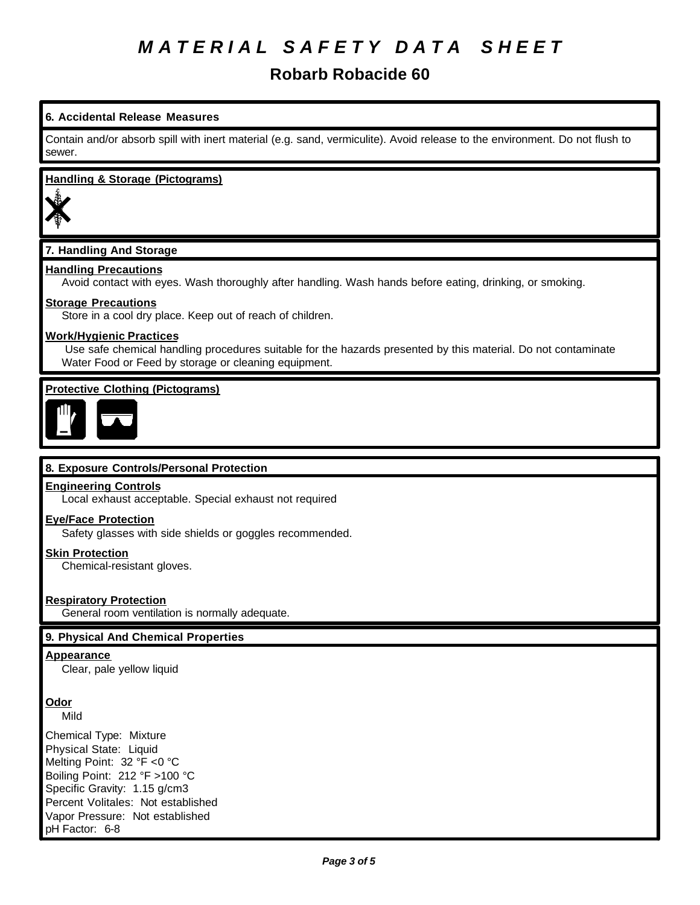# MATERIAL SAFETY DATA SHEET

## Robarb Robacide 60

### 6. Accidental Release Measures

Contain and/or absorb spill with inert material (e.g. sand, vermiculite). Avoid release to the environment. Do not flush to sewer.

**Handling & Storage (Pictograms)**

### 7. Handling And Storage

**Handling Precautions**
Avoid contact with eyes. Wash thoroughly after handling. Wash hands before eating, drinking, or smoking.

**Storage Precautions**
Store in a cool dry place. Keep out of reach of children.

**Work/Hygienic Practices**
Use safe chemical handling procedures suitable for the hazards presented by this material. Do not contaminate Water Food or Feed by storage or cleaning equipment.

**Protective Clothing (Pictograms)**

### 8. Exposure Controls/Personal Protection

**Engineering Controls**
Local exhaust acceptable. Special exhaust not required

**Eye/Face Protection**
Safety glasses with side shields or goggles recommended.

**Skin Protection**
Chemical-resistant gloves.

**Respiratory Protection**
General room ventilation is normally adequate.

### 9. Physical And Chemical Properties

**Appearance**
Clear, pale yellow liquid

**Odor**
Mild

Chemical Type: Mixture
Physical State: Liquid
Melting Point: 32 °F <0 °C
Boiling Point: 212 °F >100 °C
Specific Gravity: 1.15 g/cm3
Percent Volitales: Not established
Vapor Pressure: Not established
pH Factor: 6-8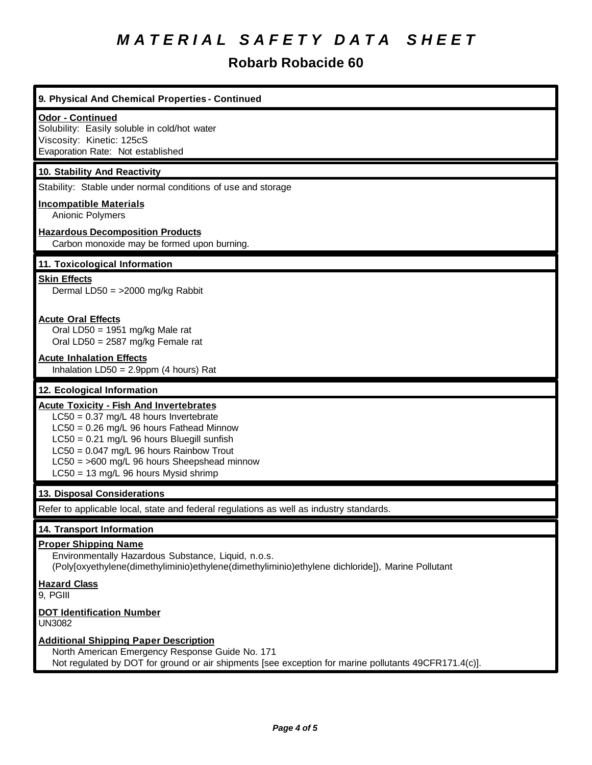# MATERIAL SAFETY DATA SHEET

## Robarb Robacide 60

### 9. Physical And Chemical Properties - Continued

**Odor - Continued**

Solubility: Easily soluble in cold/hot water
Viscosity: Kinetic: 125cS
Evaporation Rate: Not established

### 10. Stability And Reactivity

Stability: Stable under normal conditions of use and storage

**Incompatible Materials**

Anionic Polymers

**Hazardous Decomposition Products**

Carbon monoxide may be formed upon burning.

### 11. Toxicological Information

**Skin Effects**

Dermal LD50 = >2000 mg/kg Rabbit

**Acute Oral Effects**

Oral LD50 = 1951 mg/kg Male rat
Oral LD50 = 2587 mg/kg Female rat

**Acute Inhalation Effects**

Inhalation LD50 = 2.9ppm (4 hours) Rat

### 12. Ecological Information

**Acute Toxicity - Fish And Invertebrates**

LC50 = 0.37 mg/L 48 hours Invertebrate
LC50 = 0.26 mg/L 96 hours Fathead Minnow
LC50 = 0.21 mg/L 96 hours Bluegill sunfish
LC50 = 0.047 mg/L 96 hours Rainbow Trout
LC50 = >600 mg/L 96 hours Sheepshead minnow
LC50 = 13 mg/L 96 hours Mysid shrimp

### 13. Disposal Considerations

Refer to applicable local, state and federal regulations as well as industry standards.

### 14. Transport Information

**Proper Shipping Name**

Environmentally Hazardous Substance, Liquid, n.o.s.
(Poly[oxyethylene(dimethyliminio)ethylene(dimethyliminio)ethylene dichloride]), Marine Pollutant

**Hazard Class**

9, PGIII

**DOT Identification Number**

UN3082

**Additional Shipping Paper Description**

North American Emergency Response Guide No. 171
Not regulated by DOT for ground or air shipments [see exception for marine pollutants 49CFR171.4(c)].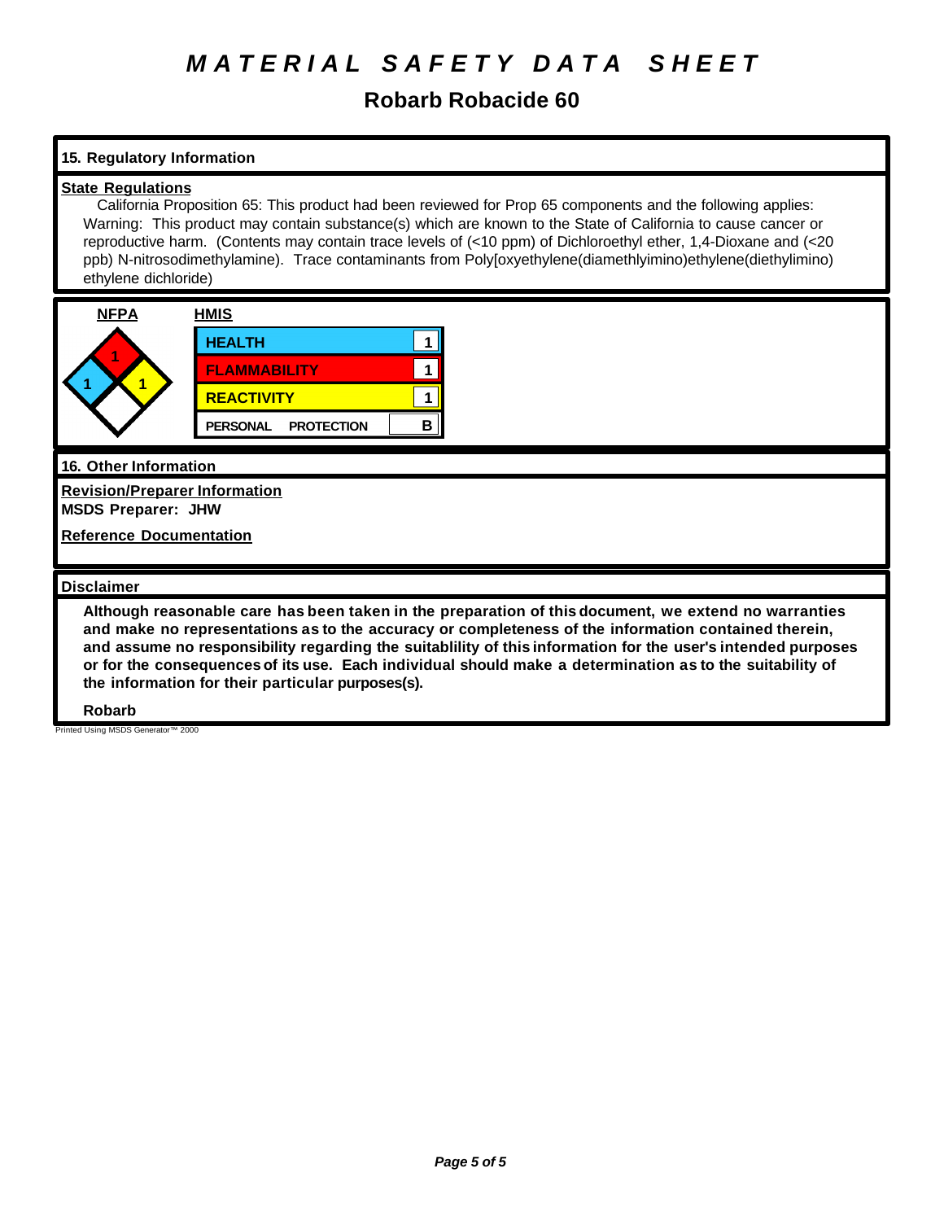# MATERIAL SAFETY DATA SHEET

## Robarb Robacide 60

### 15. Regulatory Information

**State Regulations**

California Proposition 65: This product had been reviewed for Prop 65 components and the following applies: Warning: This product may contain substance(s) which are known to the State of California to cause cancer or reproductive harm. (Contents may contain trace levels of (<10 ppm) of Dichloroethyl ether, 1,4-Dioxane and (<20 ppb) N-nitrosodimethylamine). Trace contaminants from Poly[oxyethylene(diamethlyimino)ethylene(diethylimino) ethylene dichloride)

**NFPA**

1
1 1

**HMIS**

| | |
|---|---|
| HEALTH | 1 |
| FLAMMABILITY | 1 |
| REACTIVITY | 1 |
| PERSONAL PROTECTION | B |

### 16. Other Information

**Revision/Preparer Information**

**MSDS Preparer: JHW**

**Reference Documentation**

### Disclaimer

**Although reasonable care has been taken in the preparation of this document, we extend no warranties and make no representations as to the accuracy or completeness of the information contained therein, and assume no responsibility regarding the suitablility of this information for the user's intended purposes or for the consequences of its use. Each individual should make a determination as to the suitability of the information for their particular purposes(s).**

**Robarb**

Printed Using MSDS Generator™ 2000